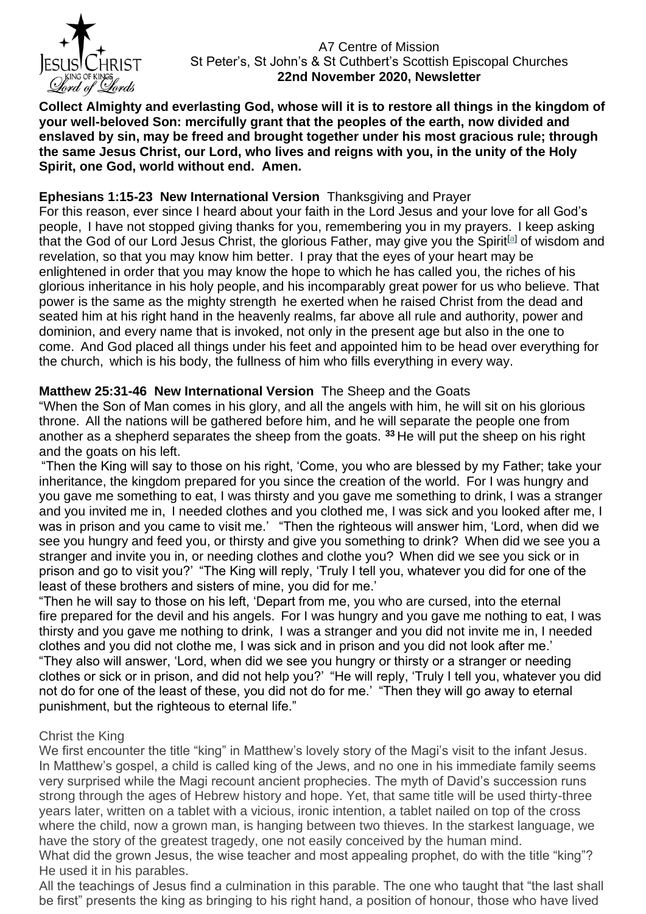A7 Centre of Mission
St Peter's, St John's & St Cuthbert's Scottish Episcopal Churches
**22nd November 2020, Newsletter**

**Collect Almighty and everlasting God, whose will it is to restore all things in the kingdom of your well-beloved Son: mercifully grant that the peoples of the earth, now divided and enslaved by sin, may be freed and brought together under his most gracious rule; through the same Jesus Christ, our Lord, who lives and reigns with you, in the unity of the Holy Spirit, one God, world without end. Amen.**

**Ephesians 1:15-23 New International Version** Thanksgiving and Prayer

For this reason, ever since I heard about your faith in the Lord Jesus and your love for all God's people, I have not stopped giving thanks for you, remembering you in my prayers. I keep asking that the God of our Lord Jesus Christ, the glorious Father, may give you the Spirit[a] of wisdom and revelation, so that you may know him better. I pray that the eyes of your heart may be enlightened in order that you may know the hope to which he has called you, the riches of his glorious inheritance in his holy people, and his incomparably great power for us who believe. That power is the same as the mighty strength he exerted when he raised Christ from the dead and seated him at his right hand in the heavenly realms, far above all rule and authority, power and dominion, and every name that is invoked, not only in the present age but also in the one to come. And God placed all things under his feet and appointed him to be head over everything for the church, which is his body, the fullness of him who fills everything in every way.

**Matthew 25:31-46 New International Version** The Sheep and the Goats

"When the Son of Man comes in his glory, and all the angels with him, he will sit on his glorious throne. All the nations will be gathered before him, and he will separate the people one from another as a shepherd separates the sheep from the goats. **33** He will put the sheep on his right and the goats on his left.

"Then the King will say to those on his right, 'Come, you who are blessed by my Father; take your inheritance, the kingdom prepared for you since the creation of the world. For I was hungry and you gave me something to eat, I was thirsty and you gave me something to drink, I was a stranger and you invited me in, I needed clothes and you clothed me, I was sick and you looked after me, I was in prison and you came to visit me.' "Then the righteous will answer him, 'Lord, when did we see you hungry and feed you, or thirsty and give you something to drink? When did we see you a stranger and invite you in, or needing clothes and clothe you? When did we see you sick or in prison and go to visit you?' "The King will reply, 'Truly I tell you, whatever you did for one of the least of these brothers and sisters of mine, you did for me.'

"Then he will say to those on his left, 'Depart from me, you who are cursed, into the eternal fire prepared for the devil and his angels. For I was hungry and you gave me nothing to eat, I was thirsty and you gave me nothing to drink, I was a stranger and you did not invite me in, I needed clothes and you did not clothe me, I was sick and in prison and you did not look after me.' "They also will answer, 'Lord, when did we see you hungry or thirsty or a stranger or needing clothes or sick or in prison, and did not help you?' "He will reply, 'Truly I tell you, whatever you did not do for one of the least of these, you did not do for me.' "Then they will go away to eternal punishment, but the righteous to eternal life."

Christ the King

We first encounter the title "king" in Matthew's lovely story of the Magi's visit to the infant Jesus. In Matthew's gospel, a child is called king of the Jews, and no one in his immediate family seems very surprised while the Magi recount ancient prophecies. The myth of David's succession runs strong through the ages of Hebrew history and hope. Yet, that same title will be used thirty-three years later, written on a tablet with a vicious, ironic intention, a tablet nailed on top of the cross where the child, now a grown man, is hanging between two thieves. In the starkest language, we have the story of the greatest tragedy, one not easily conceived by the human mind.

What did the grown Jesus, the wise teacher and most appealing prophet, do with the title "king"? He used it in his parables.

All the teachings of Jesus find a culmination in this parable. The one who taught that "the last shall be first" presents the king as bringing to his right hand, a position of honour, those who have lived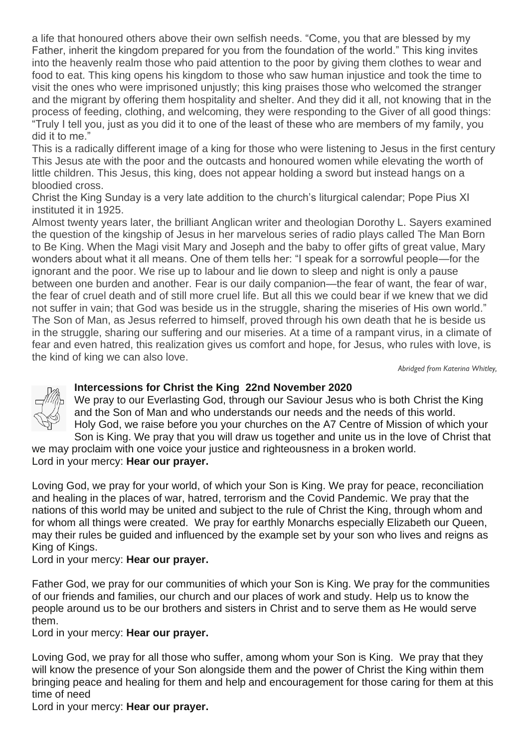a life that honoured others above their own selfish needs. "Come, you that are blessed by my Father, inherit the kingdom prepared for you from the foundation of the world." This king invites into the heavenly realm those who paid attention to the poor by giving them clothes to wear and food to eat. This king opens his kingdom to those who saw human injustice and took the time to visit the ones who were imprisoned unjustly; this king praises those who welcomed the stranger and the migrant by offering them hospitality and shelter. And they did it all, not knowing that in the process of feeding, clothing, and welcoming, they were responding to the Giver of all good things: "Truly I tell you, just as you did it to one of the least of these who are members of my family, you did it to me."

This is a radically different image of a king for those who were listening to Jesus in the first century This Jesus ate with the poor and the outcasts and honoured women while elevating the worth of little children. This Jesus, this king, does not appear holding a sword but instead hangs on a bloodied cross.

Christ the King Sunday is a very late addition to the church's liturgical calendar; Pope Pius XI instituted it in 1925.

Almost twenty years later, the brilliant Anglican writer and theologian Dorothy L. Sayers examined the question of the kingship of Jesus in her marvelous series of radio plays called The Man Born to Be King. When the Magi visit Mary and Joseph and the baby to offer gifts of great value, Mary wonders about what it all means. One of them tells her: "I speak for a sorrowful people—for the ignorant and the poor. We rise up to labour and lie down to sleep and night is only a pause between one burden and another. Fear is our daily companion—the fear of want, the fear of war, the fear of cruel death and of still more cruel life. But all this we could bear if we knew that we did not suffer in vain; that God was beside us in the struggle, sharing the miseries of His own world." The Son of Man, as Jesus referred to himself, proved through his own death that he is beside us in the struggle, sharing our suffering and our miseries. At a time of a rampant virus, in a climate of fear and even hatred, this realization gives us comfort and hope, for Jesus, who rules with love, is the kind of king we can also love.

*Abridged from Katerina Whitley,*

### Intercessions for Christ the King 22nd November 2020

We pray to our Everlasting God, through our Saviour Jesus who is both Christ the King and the Son of Man and who understands our needs and the needs of this world.

Holy God, we raise before you your churches on the A7 Centre of Mission of which your Son is King. We pray that you will draw us together and unite us in the love of Christ that we may proclaim with one voice your justice and righteousness in a broken world.

Lord in your mercy: **Hear our prayer.**

Loving God, we pray for your world, of which your Son is King. We pray for peace, reconciliation and healing in the places of war, hatred, terrorism and the Covid Pandemic. We pray that the nations of this world may be united and subject to the rule of Christ the King, through whom and for whom all things were created. We pray for earthly Monarchs especially Elizabeth our Queen, may their rules be guided and influenced by the example set by your son who lives and reigns as King of Kings.

Lord in your mercy: **Hear our prayer.**

Father God, we pray for our communities of which your Son is King. We pray for the communities of our friends and families, our church and our places of work and study. Help us to know the people around us to be our brothers and sisters in Christ and to serve them as He would serve them.

Lord in your mercy: **Hear our prayer.**

Loving God, we pray for all those who suffer, among whom your Son is King. We pray that they will know the presence of your Son alongside them and the power of Christ the King within them bringing peace and healing for them and help and encouragement for those caring for them at this time of need

Lord in your mercy: **Hear our prayer.**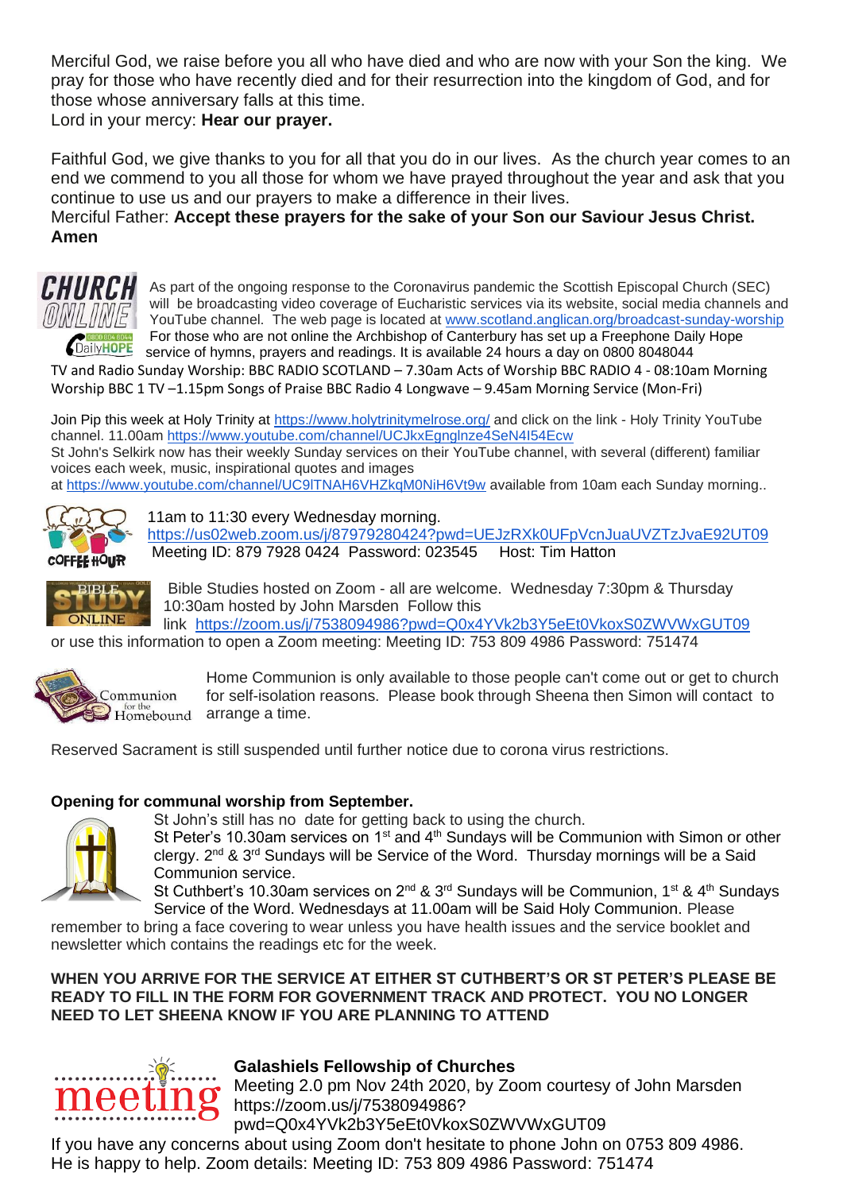Merciful God, we raise before you all who have died and who are now with your Son the king. We pray for those who have recently died and for their resurrection into the kingdom of God, and for those whose anniversary falls at this time.
Lord in your mercy: **Hear our prayer.**

Faithful God, we give thanks to you for all that you do in our lives. As the church year comes to an end we commend to you all those for whom we have prayed throughout the year and ask that you continue to use us and our prayers to make a difference in their lives.
Merciful Father: **Accept these prayers for the sake of your Son our Saviour Jesus Christ. Amen**

As part of the ongoing response to the Coronavirus pandemic the Scottish Episcopal Church (SEC) will be broadcasting video coverage of Eucharistic services via its website, social media channels and YouTube channel. The web page is located at www.scotland.anglican.org/broadcast-sunday-worship
For those who are not online the Archbishop of Canterbury has set up a Freephone Daily Hope service of hymns, prayers and readings. It is available 24 hours a day on 0800 8048044
TV and Radio Sunday Worship: BBC RADIO SCOTLAND – 7.30am Acts of Worship BBC RADIO 4 - 08:10am Morning Worship BBC 1 TV –1.15pm Songs of Praise BBC Radio 4 Longwave – 9.45am Morning Service (Mon-Fri)

Join Pip this week at Holy Trinity at https://www.holytrinitymelrose.org/ and click on the link - Holy Trinity YouTube channel. 11.00am https://www.youtube.com/channel/UCJkxEgnglnze4SeN4I54Ecw
St John's Selkirk now has their weekly Sunday services on their YouTube channel, with several (different) familiar voices each week, music, inspirational quotes and images at https://www.youtube.com/channel/UC9lTNAH6VHZkqM0NiH6Vt9w available from 10am each Sunday morning..

11am to 11:30 every Wednesday morning.
https://us02web.zoom.us/j/87979280424?pwd=UEJzRXk0UFpVcnJuaUVZTzJvaE92UT09
Meeting ID: 879 7928 0424 Password: 023545 Host: Tim Hatton

Bible Studies hosted on Zoom - all are welcome. Wednesday 7:30pm & Thursday 10:30am hosted by John Marsden Follow this link https://zoom.us/j/7538094986?pwd=Q0x4YVk2b3Y5eEt0VkoxS0ZWVWxGUT09 or use this information to open a Zoom meeting: Meeting ID: 753 809 4986 Password: 751474

Home Communion is only available to those people can't come out or get to church for self-isolation reasons. Please book through Sheena then Simon will contact to arrange a time.

Reserved Sacrament is still suspended until further notice due to corona virus restrictions.

**Opening for communal worship from September.**

St John's still has no date for getting back to using the church.
St Peter's 10.30am services on 1st and 4th Sundays will be Communion with Simon or other clergy. 2nd & 3rd Sundays will be Service of the Word. Thursday mornings will be a Said Communion service.
St Cuthbert's 10.30am services on 2nd & 3rd Sundays will be Communion, 1st & 4th Sundays Service of the Word. Wednesdays at 11.00am will be Said Holy Communion. Please remember to bring a face covering to wear unless you have health issues and the service booklet and newsletter which contains the readings etc for the week.

**WHEN YOU ARRIVE FOR THE SERVICE AT EITHER ST CUTHBERT'S OR ST PETER'S PLEASE BE READY TO FILL IN THE FORM FOR GOVERNMENT TRACK AND PROTECT. YOU NO LONGER NEED TO LET SHEENA KNOW IF YOU ARE PLANNING TO ATTEND**

**Galashiels Fellowship of Churches**
Meeting 2.0 pm Nov 24th 2020, by Zoom courtesy of John Marsden https://zoom.us/j/7538094986?pwd=Q0x4YVk2b3Y5eEt0VkoxS0ZWVWxGUT09
If you have any concerns about using Zoom don't hesitate to phone John on 0753 809 4986. He is happy to help. Zoom details: Meeting ID: 753 809 4986 Password: 751474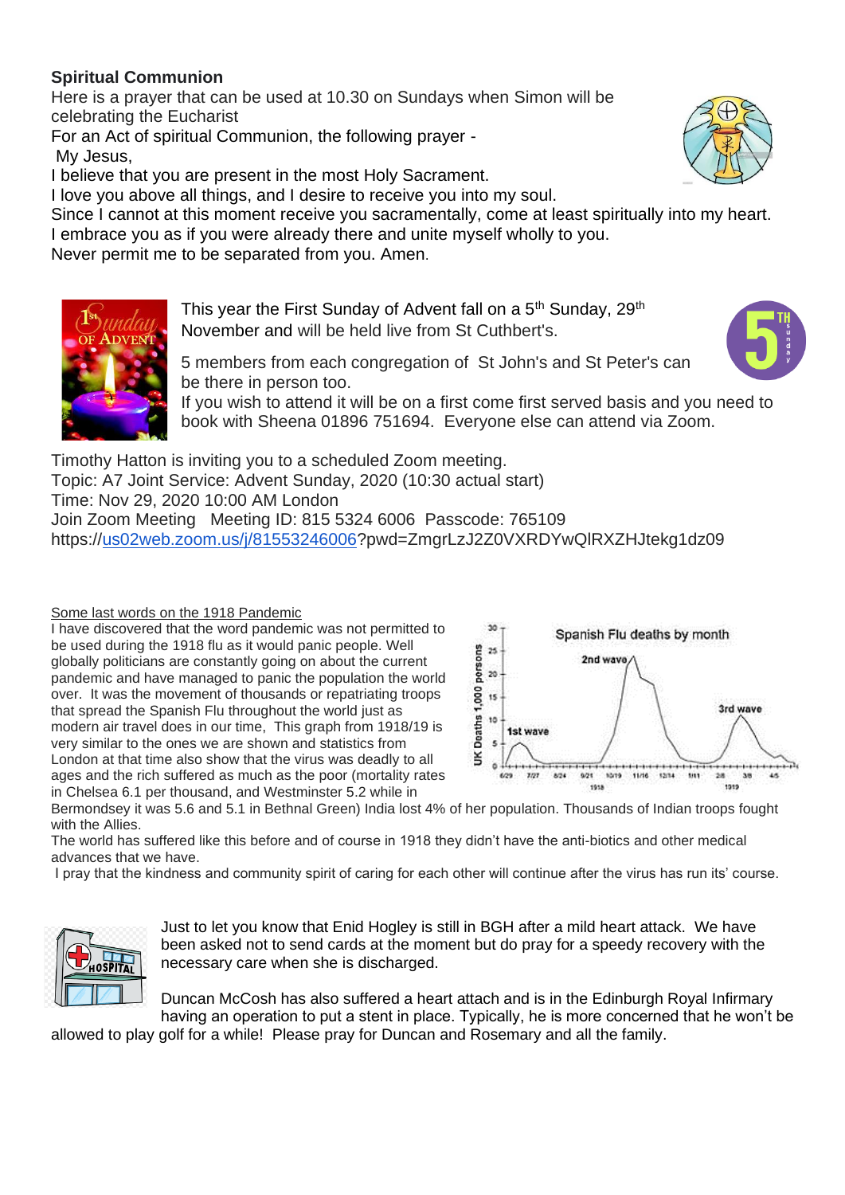**Spiritual Communion**

Here is a prayer that can be used at 10.30 on Sundays when Simon will be celebrating the Eucharist

For an Act of spiritual Communion, the following prayer -

My Jesus,
I believe that you are present in the most Holy Sacrament.
I love you above all things, and I desire to receive you into my soul.
Since I cannot at this moment receive you sacramentally, come at least spiritually into my heart.
I embrace you as if you were already there and unite myself wholly to you.
Never permit me to be separated from you. Amen.

This year the First Sunday of Advent fall on a 5th Sunday, 29th November and will be held live from St Cuthbert's.

5 members from each congregation of St John's and St Peter's can be there in person too.

If you wish to attend it will be on a first come first served basis and you need to book with Sheena 01896 751694. Everyone else can attend via Zoom.

Timothy Hatton is inviting you to a scheduled Zoom meeting.
Topic: A7 Joint Service: Advent Sunday, 2020 (10:30 actual start)
Time: Nov 29, 2020 10:00 AM London
Join Zoom Meeting Meeting ID: 815 5324 6006 Passcode: 765109
https://us02web.zoom.us/j/81553246006?pwd=ZmgrLzJ2Z0VXRDYwQlRXZHJtekg1dz09

Some last words on the 1918 Pandemic

I have discovered that the word pandemic was not permitted to be used during the 1918 flu as it would panic people. Well globally politicians are constantly going on about the current pandemic and have managed to panic the population the world over. It was the movement of thousands or repatriating troops that spread the Spanish Flu throughout the world just as modern air travel does in our time, This graph from 1918/19 is very similar to the ones we are shown and statistics from London at that time also show that the virus was deadly to all ages and the rich suffered as much as the poor (mortality rates in Chelsea 6.1 per thousand, and Westminster 5.2 while in Bermondsey it was 5.6 and 5.1 in Bethnal Green) India lost 4% of her population. Thousands of Indian troops fought with the Allies.

The world has suffered like this before and of course in 1918 they didn't have the anti-biotics and other medical advances that we have.

I pray that the kindness and community spirit of caring for each other will continue after the virus has run its' course.

Just to let you know that Enid Hogley is still in BGH after a mild heart attack. We have been asked not to send cards at the moment but do pray for a speedy recovery with the necessary care when she is discharged.

Duncan McCosh has also suffered a heart attach and is in the Edinburgh Royal Infirmary having an operation to put a stent in place. Typically, he is more concerned that he won't be allowed to play golf for a while! Please pray for Duncan and Rosemary and all the family.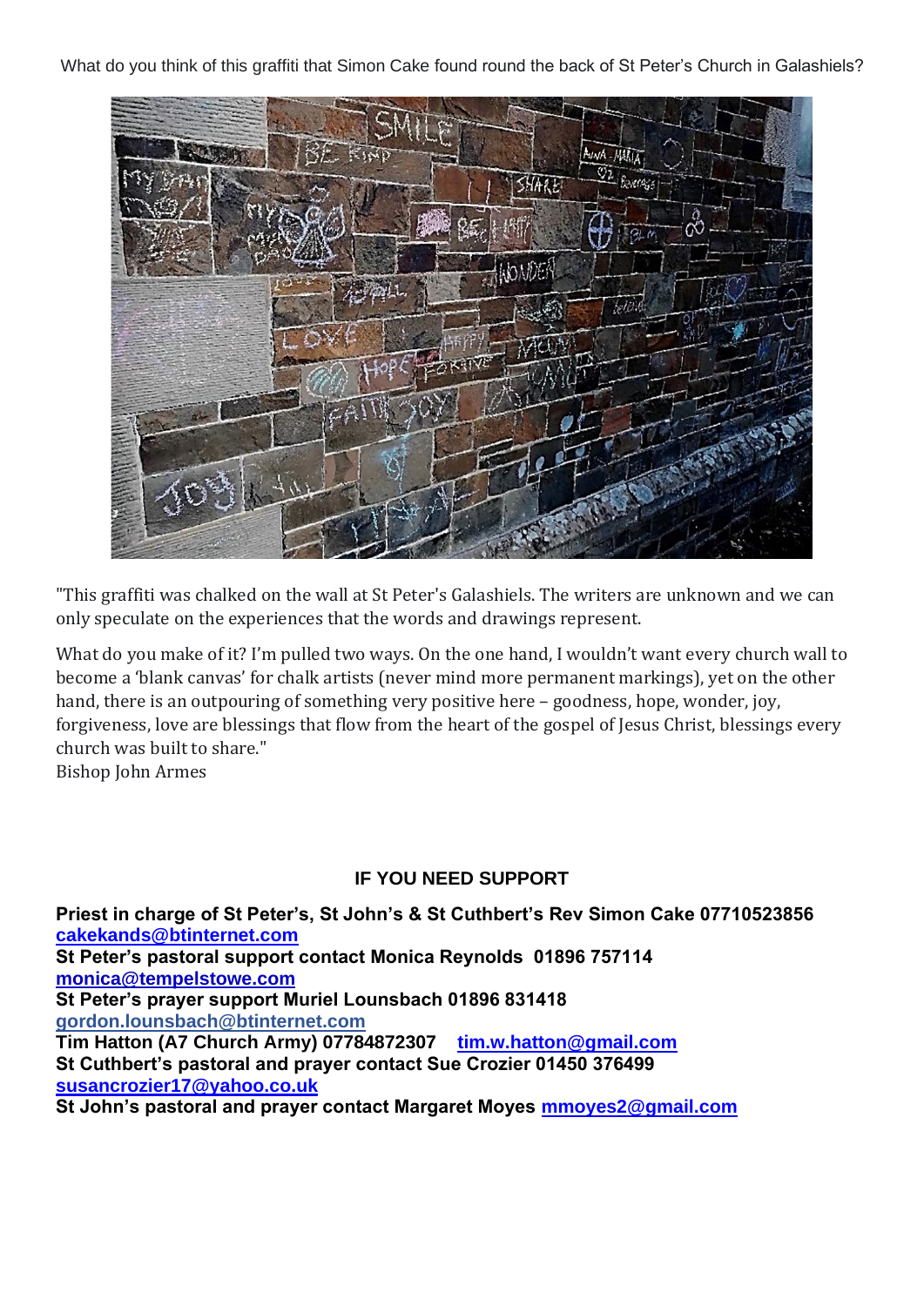What do you think of this graffiti that Simon Cake found round the back of St Peter's Church in Galashiels?

"This graffiti was chalked on the wall at St Peter's Galashiels. The writers are unknown and we can only speculate on the experiences that the words and drawings represent.

What do you make of it? I'm pulled two ways. On the one hand, I wouldn't want every church wall to become a 'blank canvas' for chalk artists (never mind more permanent markings), yet on the other hand, there is an outpouring of something very positive here – goodness, hope, wonder, joy, forgiveness, love are blessings that flow from the heart of the gospel of Jesus Christ, blessings every church was built to share."
Bishop John Armes

## IF YOU NEED SUPPORT

**Priest in charge of St Peter's, St John's & St Cuthbert's Rev Simon Cake 07710523856**
**cakekands@btinternet.com**
**St Peter's pastoral support contact Monica Reynolds 01896 757114**
**monica@tempelstowe.com**
**St Peter's prayer support Muriel Lounsbach 01896 831418**
**gordon.lounsbach@btinternet.com**
**Tim Hatton (A7 Church Army) 07784872307 tim.w.hatton@gmail.com**
**St Cuthbert's pastoral and prayer contact Sue Crozier 01450 376499**
**susancrozier17@yahoo.co.uk**
**St John's pastoral and prayer contact Margaret Moyes mmoyes2@gmail.com**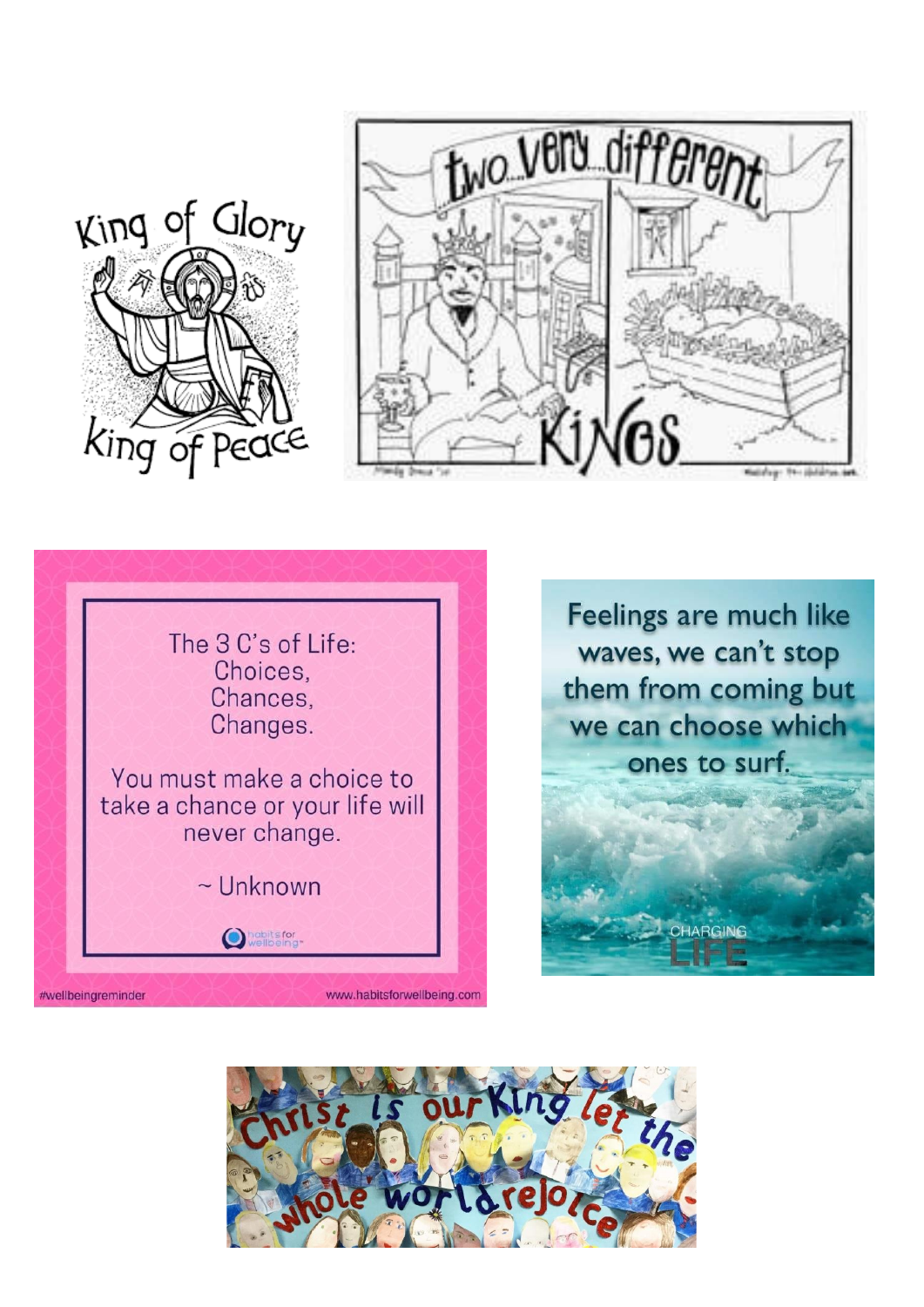King of Glory

King of Peace

two very different

KINGS

The 3 C's of Life:
Choices,
Chances,
Changes.

You must make a choice to take a chance or your life will never change.

~ Unknown

habits for wellbeing

#wellbeingreminder

www.habitsforwellbeing.com

Feelings are much like waves, we can't stop them from coming but we can choose which ones to surf.

CHARGING LIFE

Christ is our King let the whole world rejoice